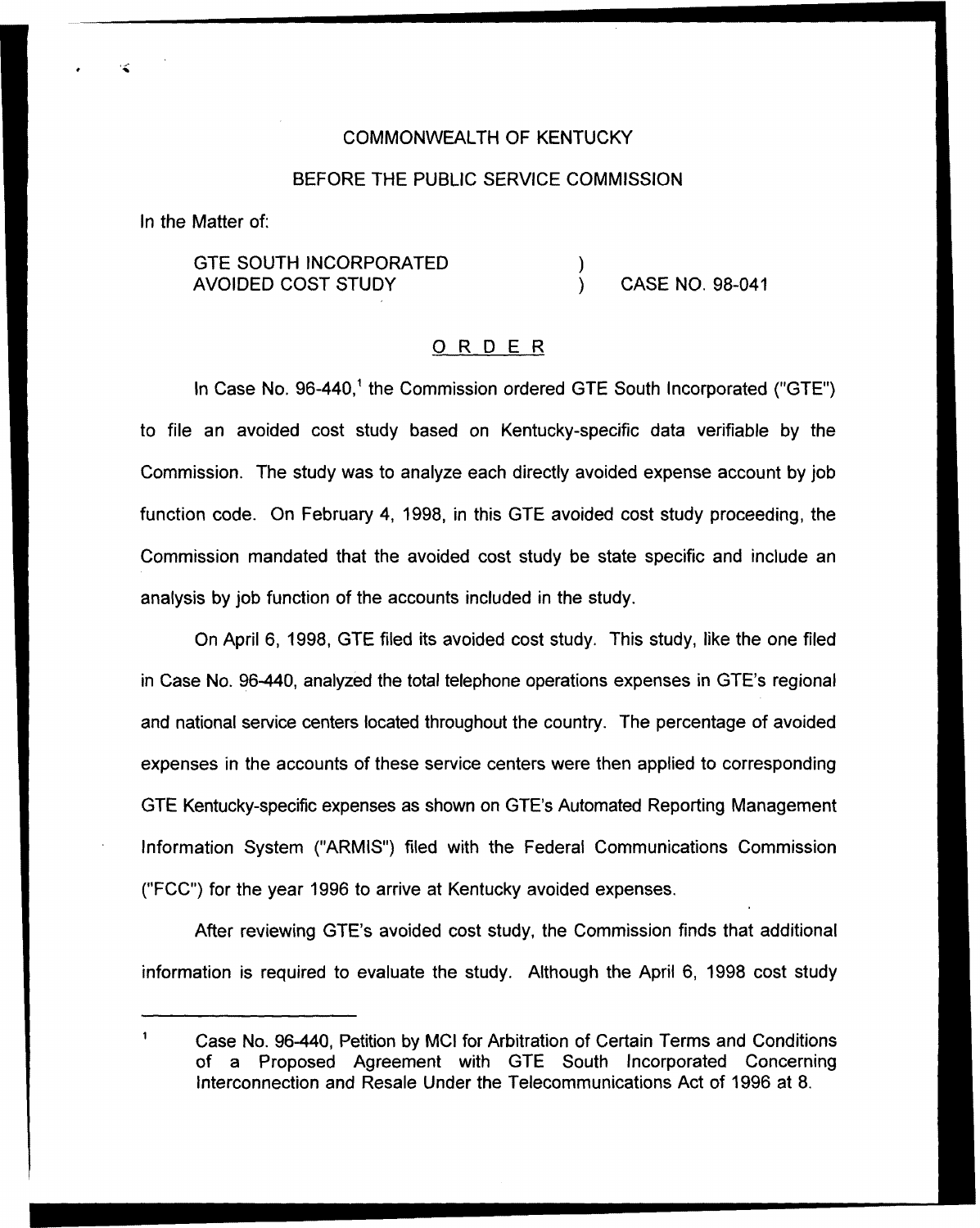COMMONWEALTH OF KENTUCKY

BEFORE THE PUBLIC SERVICE COMMISSION

In the Matter of:

GTE SOUTH INCORPORATED AVOIDED COST STUDY ) CASE NO. 98-041

# ORDER

In Case No. 96-440,[1] the Commission ordered GTE South Incorporated ("GTE") to file an avoided cost study based on Kentucky-specific data verifiable by the Commission. The study was to analyze each directly avoided expense account by job function code. On February 4, 1998, in this GTE avoided cost study proceeding, the Commission mandated that the avoided cost study be state specific and include an analysis by job function of the accounts included in the study.

On April 6, 1998, GTE filed its avoided cost study. This study, like the one filed in Case No. 96-440, analyzed the total telephone operations expenses in GTE's regional and national service centers located throughout the country. The percentage of avoided expenses in the accounts of these service centers were then applied to corresponding GTE Kentucky-specific expenses as shown on GTE's Automated Reporting Management Information System ("ARMIS") filed with the Federal Communications Commission ("FCC") for the year 1996 to arrive at Kentucky avoided expenses.

After reviewing GTE's avoided cost study, the Commission finds that additional information is required to evaluate the study. Although the April 6, 1998 cost study

[1] Case No. 96-440, Petition by MCI for Arbitration of Certain Terms and Conditions of a Proposed Agreement with GTE South Incorporated Concerning Interconnection and Resale Under the Telecommunications Act of 1996 at 8.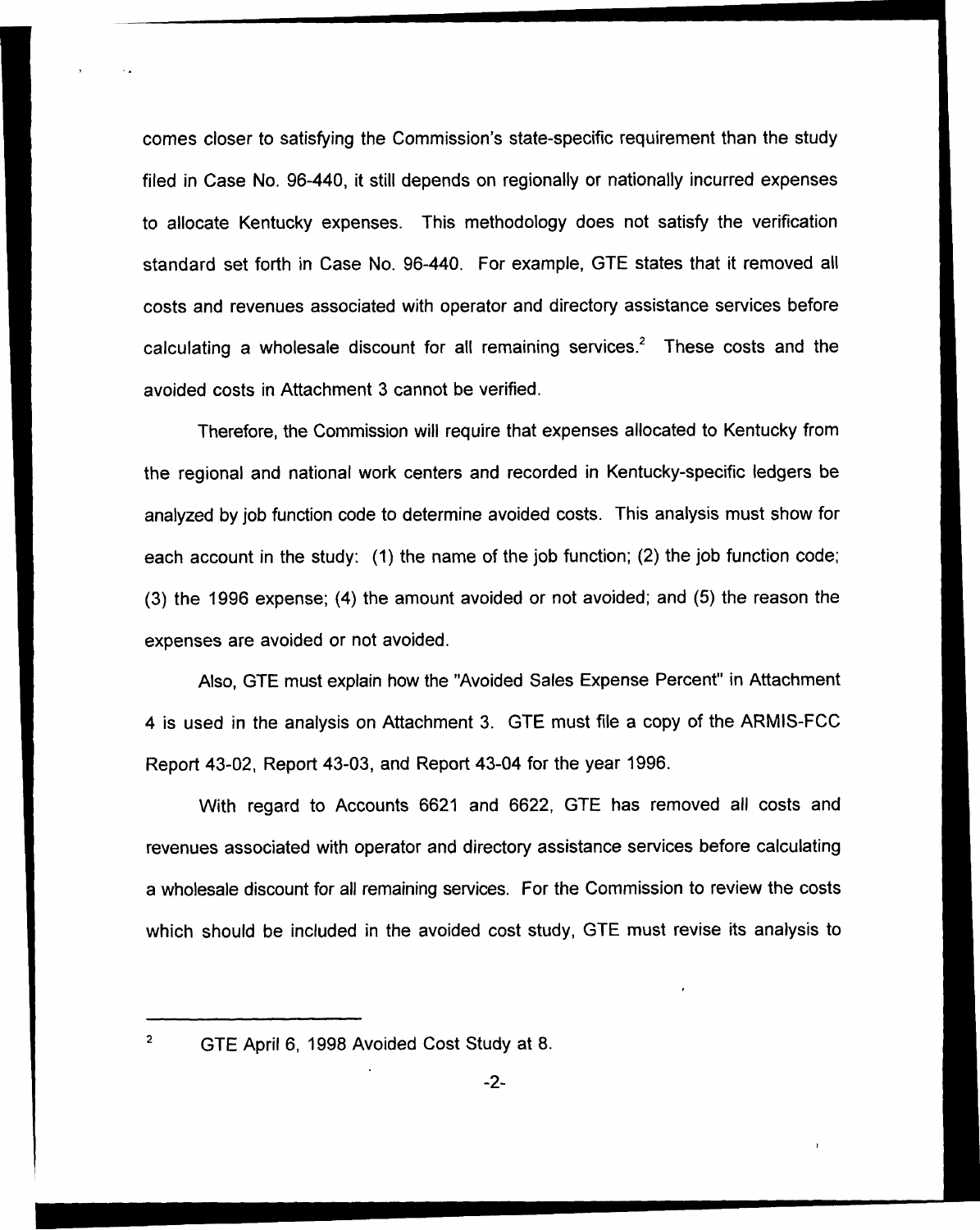comes closer to satisfying the Commission's state-specific requirement than the study filed in Case No. 96-440, it still depends on regionally or nationally incurred expenses to allocate Kentucky expenses. This methodology does not satisfy the verification standard set forth in Case No. 96-440. For example, GTE states that it removed all costs and revenues associated with operator and directory assistance services before calculating a wholesale discount for all remaining services.[2] These costs and the avoided costs in Attachment 3 cannot be verified.

Therefore, the Commission will require that expenses allocated to Kentucky from the regional and national work centers and recorded in Kentucky-specific ledgers be analyzed by job function code to determine avoided costs. This analysis must show for each account in the study: (1) the name of the job function; (2) the job function code; (3) the 1996 expense; (4) the amount avoided or not avoided; and (5) the reason the expenses are avoided or not avoided.

Also, GTE must explain how the "Avoided Sales Expense Percent" in Attachment 4 is used in the analysis on Attachment 3. GTE must file a copy of the ARMIS-FCC Report 43-02, Report 43-03, and Report 43-04 for the year 1996.

With regard to Accounts 6621 and 6622, GTE has removed all costs and revenues associated with operator and directory assistance services before calculating a wholesale discount for all remaining services. For the Commission to review the costs which should be included in the avoided cost study, GTE must revise its analysis to

[2] GTE April 6, 1998 Avoided Cost Study at 8.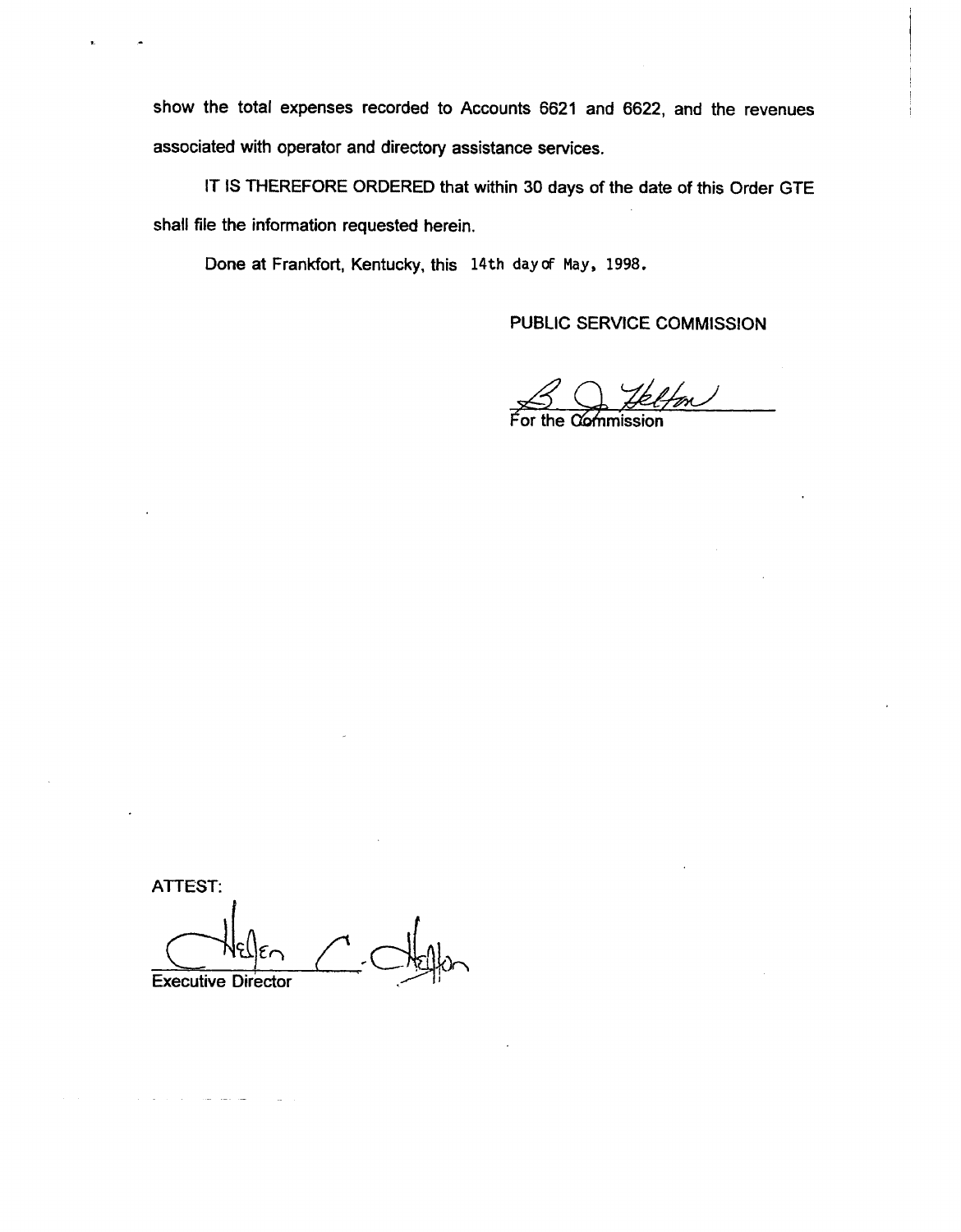show the total expenses recorded to Accounts 6621 and 6622, and the revenues associated with operator and directory assistance services.

IT IS THEREFORE ORDERED that within 30 days of the date of this Order GTE shall file the information requested herein.

Done at Frankfort, Kentucky, this 14th day of May, 1998.

PUBLIC SERVICE COMMISSION

For the Commission

ATTEST:

Executive Director